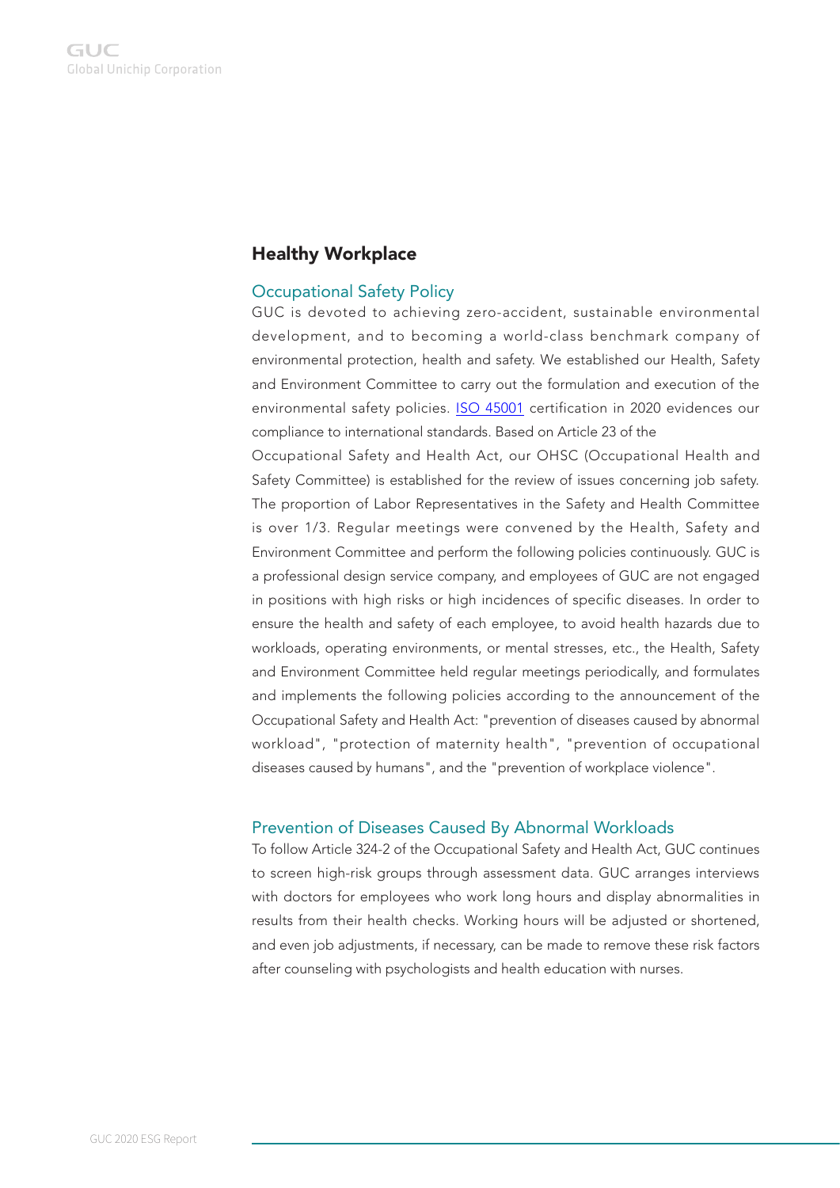## Healthy Workplace

### Occupational Safety Policy

GUC is devoted to achieving zero-accident, sustainable environmental development, and to becoming a world-class benchmark company of environmental protection, health and safety. We established our Health, Safety and Environment Committee to carry out the formulation and execution of the environmental safety policies. ISO 45001 certification in 2020 evidences our compliance to international standards. Based on Article 23 of the Occupational Safety and Health Act, our OHSC (Occupational Health and Safety Committee) is established for the review of issues concerning job safety. The proportion of Labor Representatives in the Safety and Health Committee is over 1/3. Regular meetings were convened by the Health, Safety and Environment Committee and perform the following policies continuously. GUC is a professional design service company, and employees of GUC are not engaged in positions with high risks or high incidences of specific diseases. In order to ensure the health and safety of each employee, to avoid health hazards due to workloads, operating environments, or mental stresses, etc., the Health, Safety and Environment Committee held regular meetings periodically, and formulates and implements the following policies according to the announcement of the Occupational Safety and Health Act: "prevention of diseases caused by abnormal workload", "protection of maternity health", "prevention of occupational diseases caused by humans", and the "prevention of workplace violence".

### Prevention of Diseases Caused By Abnormal Workloads

To follow Article 324-2 of the Occupational Safety and Health Act, GUC continues to screen high-risk groups through assessment data. GUC arranges interviews with doctors for employees who work long hours and display abnormalities in results from their health checks. Working hours will be adjusted or shortened, and even job adjustments, if necessary, can be made to remove these risk factors after counseling with psychologists and health education with nurses.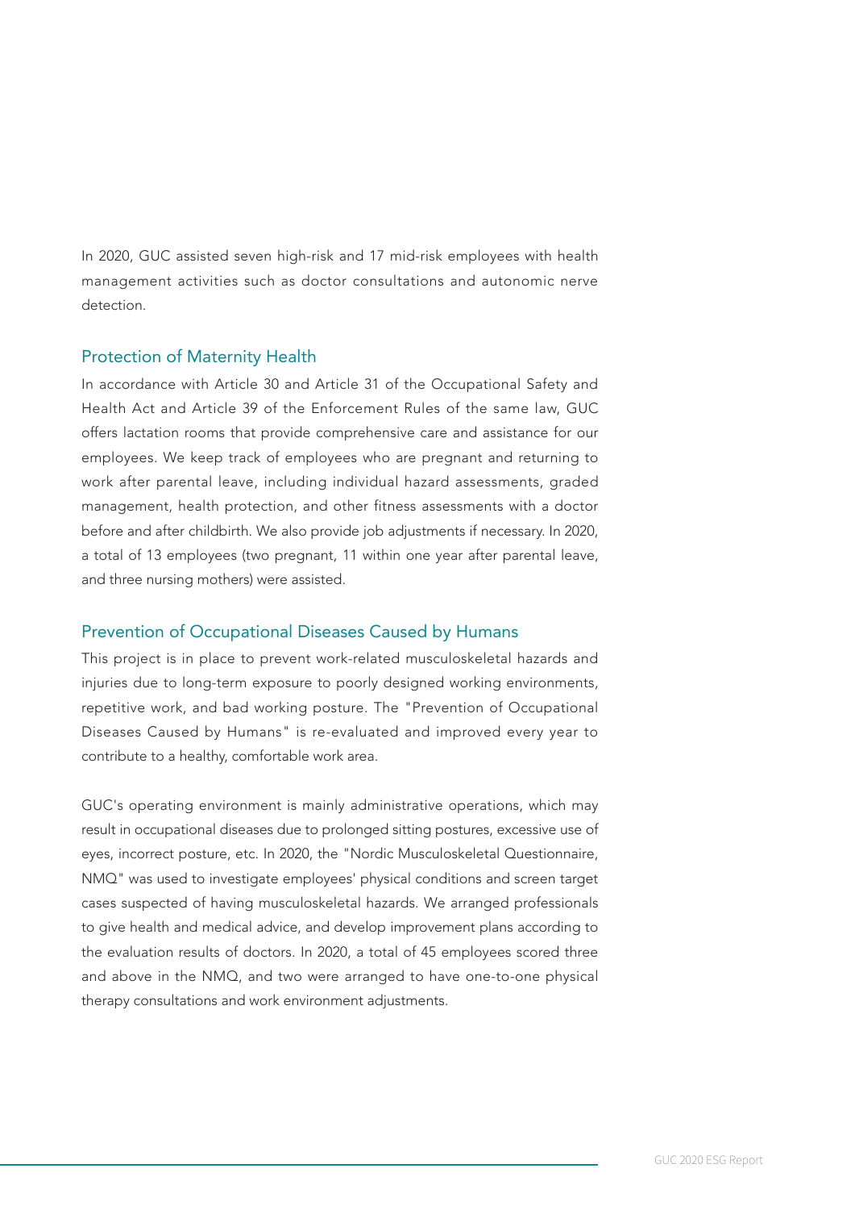In 2020, GUC assisted seven high-risk and 17 mid-risk employees with health management activities such as doctor consultations and autonomic nerve detection.

## Protection of Maternity Health

In accordance with Article 30 and Article 31 of the Occupational Safety and Health Act and Article 39 of the Enforcement Rules of the same law, GUC offers lactation rooms that provide comprehensive care and assistance for our employees. We keep track of employees who are pregnant and returning to work after parental leave, including individual hazard assessments, graded management, health protection, and other fitness assessments with a doctor before and after childbirth. We also provide job adjustments if necessary. In 2020, a total of 13 employees (two pregnant, 11 within one year after parental leave, and three nursing mothers) were assisted.

## Prevention of Occupational Diseases Caused by Humans

This project is in place to prevent work-related musculoskeletal hazards and injuries due to long-term exposure to poorly designed working environments, repetitive work, and bad working posture. The "Prevention of Occupational Diseases Caused by Humans" is re-evaluated and improved every year to contribute to a healthy, comfortable work area.

GUC's operating environment is mainly administrative operations, which may result in occupational diseases due to prolonged sitting postures, excessive use of eyes, incorrect posture, etc. In 2020, the "Nordic Musculoskeletal Questionnaire, NMQ" was used to investigate employees' physical conditions and screen target cases suspected of having musculoskeletal hazards. We arranged professionals to give health and medical advice, and develop improvement plans according to the evaluation results of doctors. In 2020, a total of 45 employees scored three and above in the NMQ, and two were arranged to have one-to-one physical therapy consultations and work environment adjustments.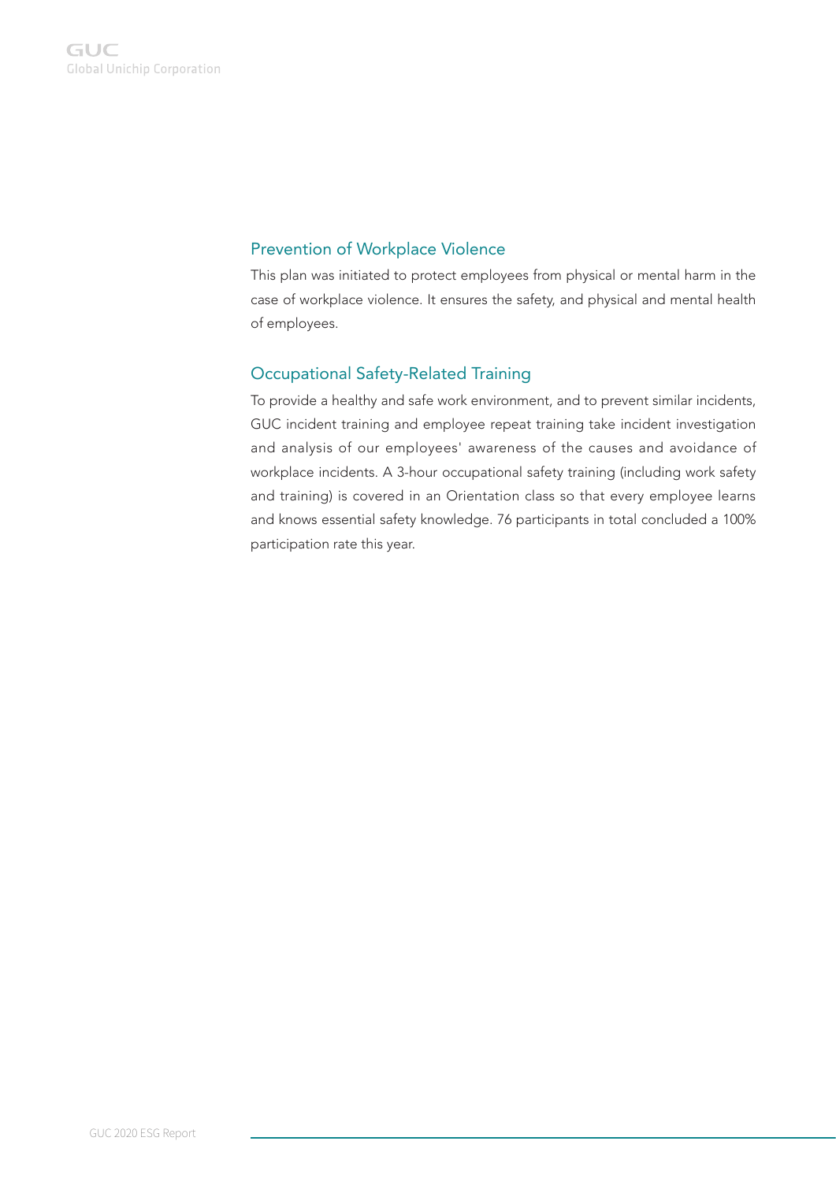## Prevention of Workplace Violence

This plan was initiated to protect employees from physical or mental harm in the case of workplace violence. It ensures the safety, and physical and mental health of employees.

## Occupational Safety-Related Training

To provide a healthy and safe work environment, and to prevent similar incidents, GUC incident training and employee repeat training take incident investigation and analysis of our employees' awareness of the causes and avoidance of workplace incidents. A 3-hour occupational safety training (including work safety and training) is covered in an Orientation class so that every employee learns and knows essential safety knowledge. 76 participants in total concluded a 100% participation rate this year.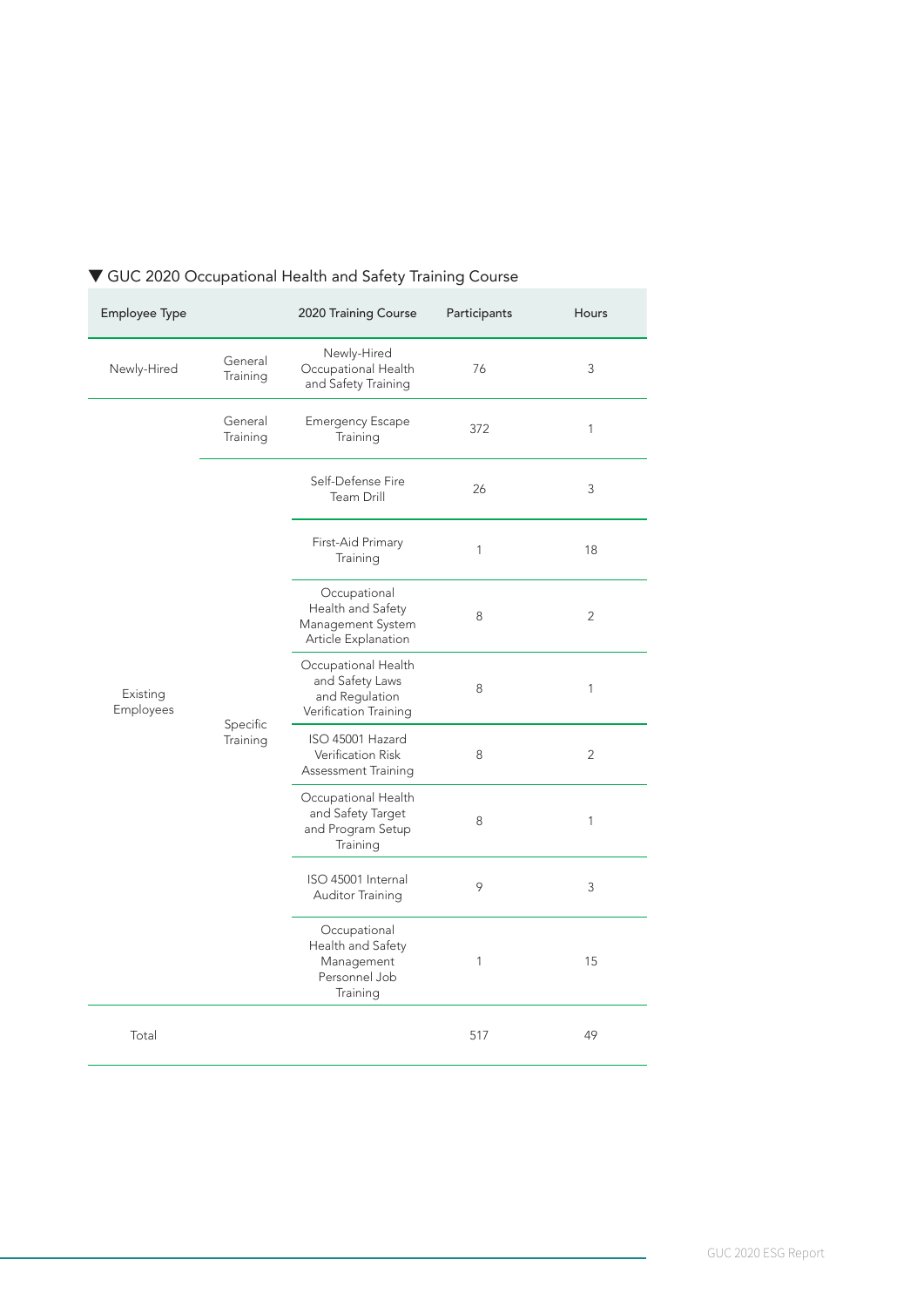▼ GUC 2020 Occupational Health and Safety Training Course

| Employee Type | | 2020 Training Course | Participants | Hours |
|---|---|---|---|---|
| Newly-Hired | General Training | Newly-Hired Occupational Health and Safety Training | 76 | 3 |
| Existing Employees | General Training | Emergency Escape Training | 372 | 1 |
| | Specific Training | Self-Defense Fire Team Drill | 26 | 3 |
| | | First-Aid Primary Training | 1 | 18 |
| | | Occupational Health and Safety Management System Article Explanation | 8 | 2 |
| | | Occupational Health and Safety Laws and Regulation Verification Training | 8 | 1 |
| | | ISO 45001 Hazard Verification Risk Assessment Training | 8 | 2 |
| | | Occupational Health and Safety Target and Program Setup Training | 8 | 1 |
| | | ISO 45001 Internal Auditor Training | 9 | 3 |
| | | Occupational Health and Safety Management Personnel Job Training | 1 | 15 |
| Total | | | 517 | 49 |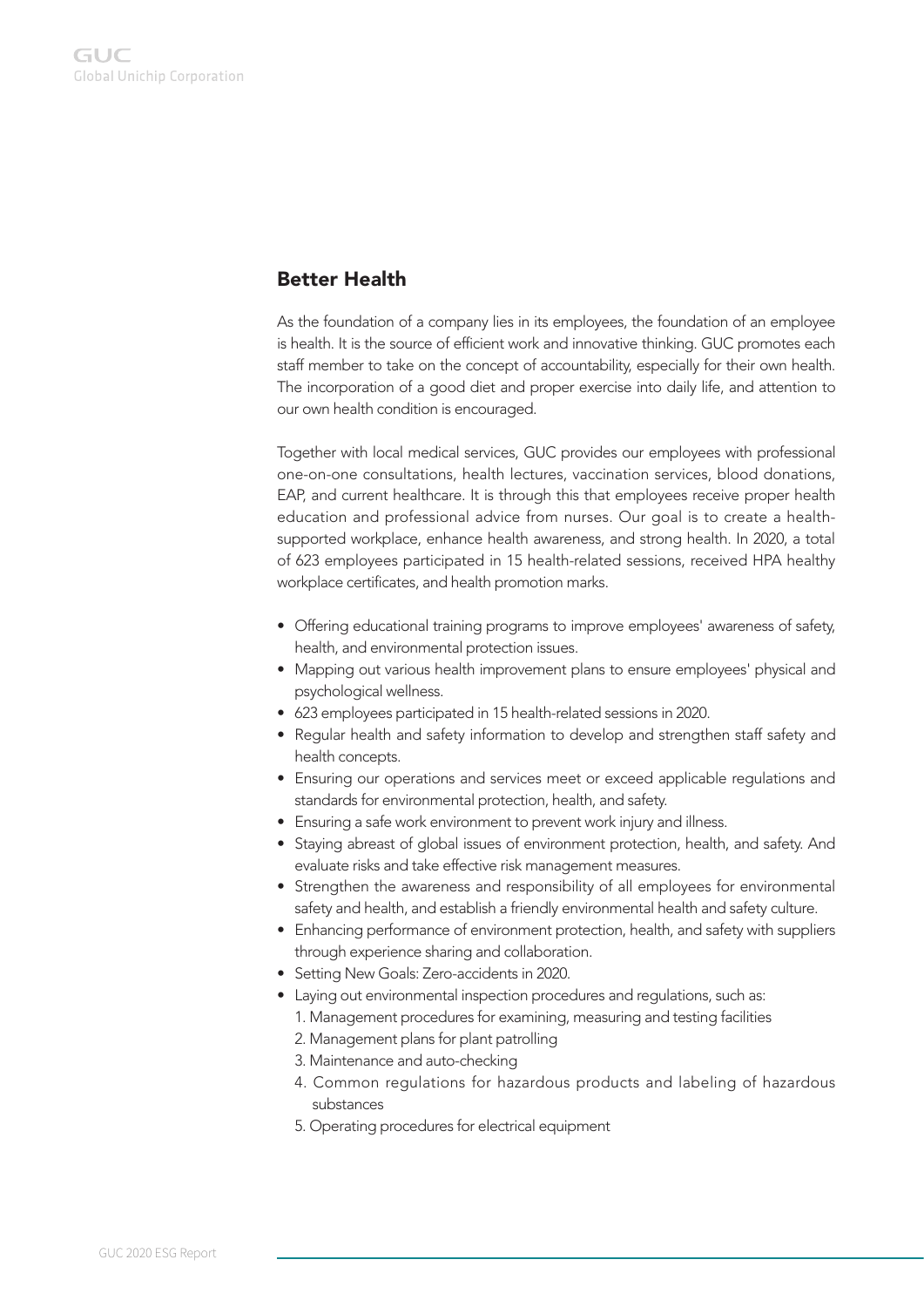## Better Health

As the foundation of a company lies in its employees, the foundation of an employee is health. It is the source of efficient work and innovative thinking. GUC promotes each staff member to take on the concept of accountability, especially for their own health. The incorporation of a good diet and proper exercise into daily life, and attention to our own health condition is encouraged.

Together with local medical services, GUC provides our employees with professional one-on-one consultations, health lectures, vaccination services, blood donations, EAP, and current healthcare. It is through this that employees receive proper health education and professional advice from nurses. Our goal is to create a health-supported workplace, enhance health awareness, and strong health. In 2020, a total of 623 employees participated in 15 health-related sessions, received HPA healthy workplace certificates, and health promotion marks.

- Offering educational training programs to improve employees' awareness of safety, health, and environmental protection issues.
- Mapping out various health improvement plans to ensure employees' physical and psychological wellness.
- 623 employees participated in 15 health-related sessions in 2020.
- Regular health and safety information to develop and strengthen staff safety and health concepts.
- Ensuring our operations and services meet or exceed applicable regulations and standards for environmental protection, health, and safety.
- Ensuring a safe work environment to prevent work injury and illness.
- Staying abreast of global issues of environment protection, health, and safety. And evaluate risks and take effective risk management measures.
- Strengthen the awareness and responsibility of all employees for environmental safety and health, and establish a friendly environmental health and safety culture.
- Enhancing performance of environment protection, health, and safety with suppliers through experience sharing and collaboration.
- Setting New Goals: Zero-accidents in 2020.
- Laying out environmental inspection procedures and regulations, such as:
  1. Management procedures for examining, measuring and testing facilities
  2. Management plans for plant patrolling
  3. Maintenance and auto-checking
  4. Common regulations for hazardous products and labeling of hazardous substances
  5. Operating procedures for electrical equipment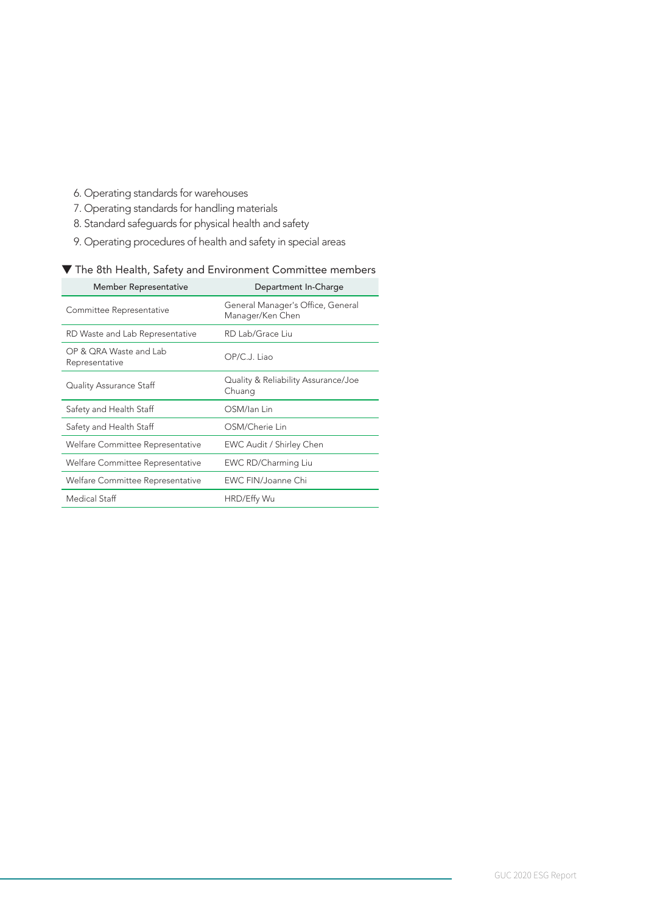6. Operating standards for warehouses
7. Operating standards for handling materials
8. Standard safeguards for physical health and safety
9. Operating procedures of health and safety in special areas

▼ The 8th Health, Safety and Environment Committee members

| Member Representative | Department In-Charge |
|---|---|
| Committee Representative | General Manager's Office, General Manager/Ken Chen |
| RD Waste and Lab Representative | RD Lab/Grace Liu |
| OP & QRA Waste and Lab Representative | OP/C.J. Liao |
| Quality Assurance Staff | Quality & Reliability Assurance/Joe Chuang |
| Safety and Health Staff | OSM/Ian Lin |
| Safety and Health Staff | OSM/Cherie Lin |
| Welfare Committee Representative | EWC Audit / Shirley Chen |
| Welfare Committee Representative | EWC RD/Charming Liu |
| Welfare Committee Representative | EWC FIN/Joanne Chi |
| Medical Staff | HRD/Effy Wu |